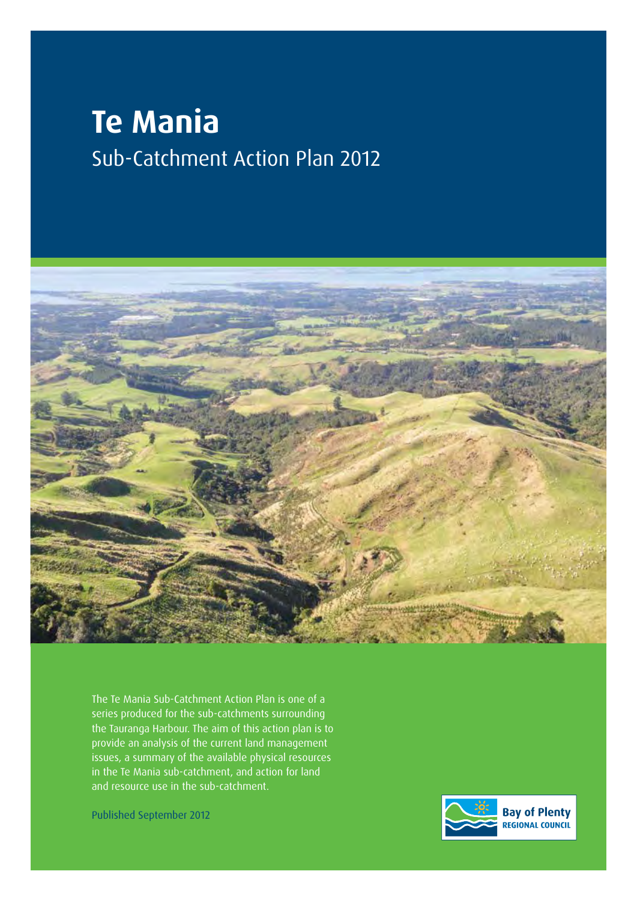# Te Mania

## Sub-Catchment Action Plan 2012

The Te Mania Sub-Catchment Action Plan is one of a series produced for the sub-catchments surrounding the Tauranga Harbour. The aim of this action plan is to provide an analysis of the current land management issues, a summary of the available physical resources in the Te Mania sub-catchment, and action for land and resource use in the sub-catchment.

Published September 2012

Bay of Plenty
REGIONAL COUNCIL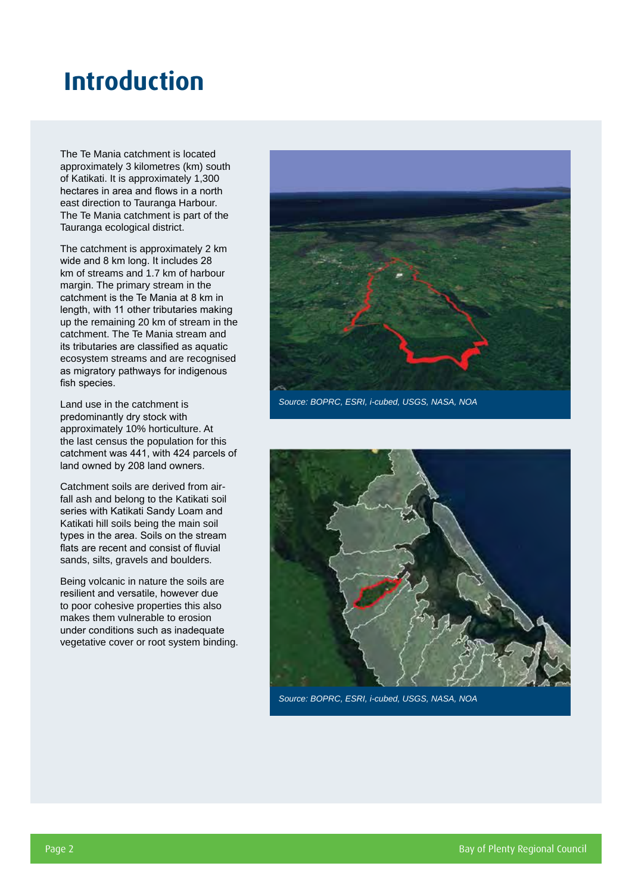# Introduction

The Te Mania catchment is located approximately 3 kilometres (km) south of Katikati. It is approximately 1,300 hectares in area and flows in a north east direction to Tauranga Harbour. The Te Mania catchment is part of the Tauranga ecological district.

The catchment is approximately 2 km wide and 8 km long. It includes 28 km of streams and 1.7 km of harbour margin. The primary stream in the catchment is the Te Mania at 8 km in length, with 11 other tributaries making up the remaining 20 km of stream in the catchment. The Te Mania stream and its tributaries are classified as aquatic ecosystem streams and are recognised as migratory pathways for indigenous fish species.

Land use in the catchment is predominantly dry stock with approximately 10% horticulture. At the last census the population for this catchment was 441, with 424 parcels of land owned by 208 land owners.

Catchment soils are derived from air-fall ash and belong to the Katikati soil series with Katikati Sandy Loam and Katikati hill soils being the main soil types in the area. Soils on the stream flats are recent and consist of fluvial sands, silts, gravels and boulders.

Being volcanic in nature the soils are resilient and versatile, however due to poor cohesive properties this also makes them vulnerable to erosion under conditions such as inadequate vegetative cover or root system binding.

*Source: BOPRC, ESRI, i-cubed, USGS, NASA, NOA*

*Source: BOPRC, ESRI, i-cubed, USGS, NASA, NOA*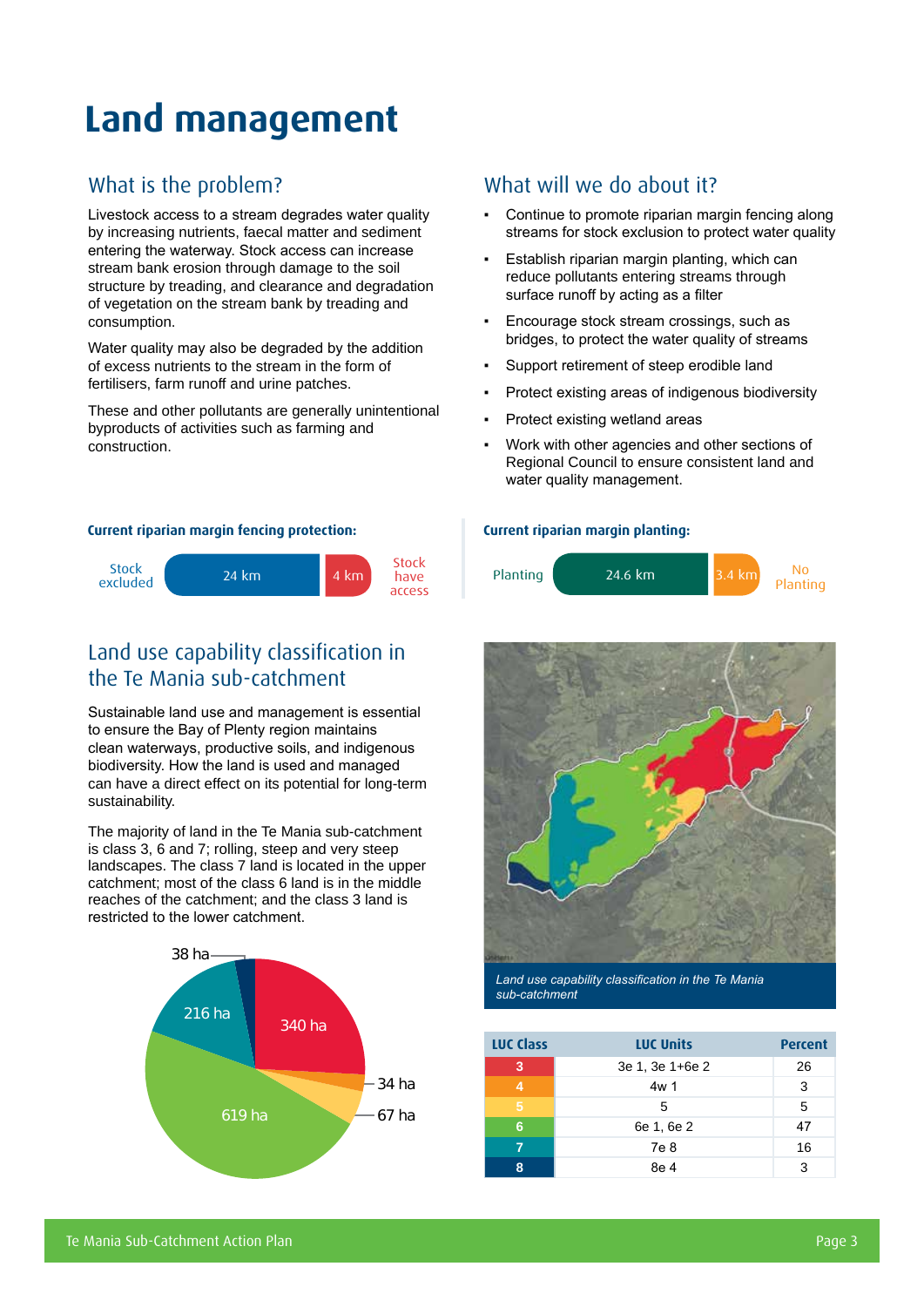# Land management

## What is the problem?

Livestock access to a stream degrades water quality by increasing nutrients, faecal matter and sediment entering the waterway. Stock access can increase stream bank erosion through damage to the soil structure by treading, and clearance and degradation of vegetation on the stream bank by treading and consumption.

Water quality may also be degraded by the addition of excess nutrients to the stream in the form of fertilisers, farm runoff and urine patches.

These and other pollutants are generally unintentional byproducts of activities such as farming and construction.

## What will we do about it?

- Continue to promote riparian margin fencing along streams for stock exclusion to protect water quality
- Establish riparian margin planting, which can reduce pollutants entering streams through surface runoff by acting as a filter
- Encourage stock stream crossings, such as bridges, to protect the water quality of streams
- Support retirement of steep erodible land
- Protect existing areas of indigenous biodiversity
- Protect existing wetland areas
- Work with other agencies and other sections of Regional Council to ensure consistent land and water quality management.

**Current riparian margin fencing protection:**

Stock excluded: 24 km | Stock have access: 4 km

**Current riparian margin planting:**

Planting: 24.6 km | No Planting: 3.4 km

## Land use capability classification in the Te Mania sub-catchment

Sustainable land use and management is essential to ensure the Bay of Plenty region maintains clean waterways, productive soils, and indigenous biodiversity. How the land is used and managed can have a direct effect on its potential for long-term sustainability.

The majority of land in the Te Mania sub-catchment is class 3, 6 and 7; rolling, steep and very steep landscapes. The class 7 land is located in the upper catchment; most of the class 6 land is in the middle reaches of the catchment; and the class 3 land is restricted to the lower catchment.

340 ha, 34 ha, 67 ha, 619 ha, 216 ha, 38 ha

*Land use capability classification in the Te Mania sub-catchment*

| LUC Class | LUC Units | Percent |
|---|---|---|
| 3 | 3e 1, 3e 1+6e 2 | 26 |
| 4 | 4w 1 | 3 |
| 5 | 5 | 5 |
| 6 | 6e 1, 6e 2 | 47 |
| 7 | 7e 8 | 16 |
| 8 | 8e 4 | 3 |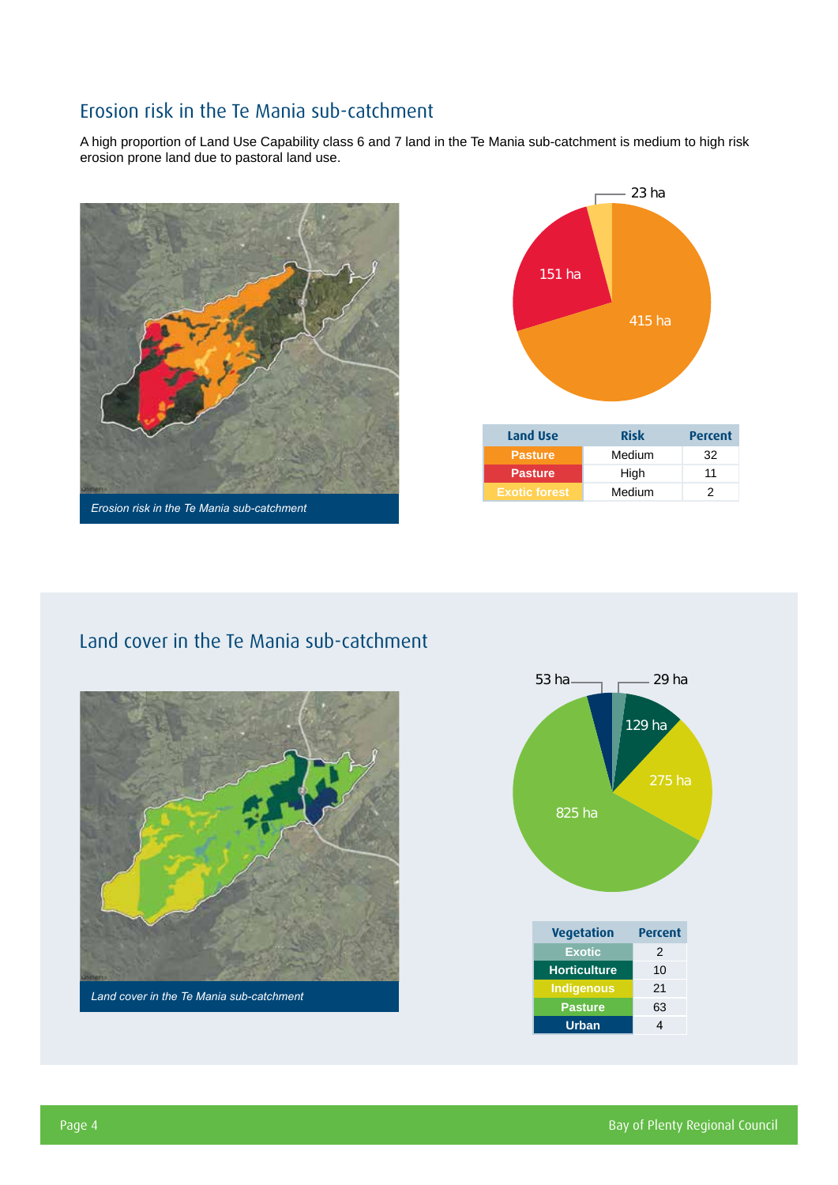## Erosion risk in the Te Mania sub-catchment

A high proportion of Land Use Capability class 6 and 7 land in the Te Mania sub-catchment is medium to high risk erosion prone land due to pastoral land use.

*Erosion risk in the Te Mania sub-catchment*

23 ha

151 ha

415 ha

| Land Use | Risk | Percent |
|---|---|---|
| Pasture | Medium | 32 |
| Pasture | High | 11 |
| Exotic forest | Medium | 2 |

## Land cover in the Te Mania sub-catchment

*Land cover in the Te Mania sub-catchment*

53 ha

29 ha

129 ha

275 ha

825 ha

| Vegetation | Percent |
|---|---|
| Exotic | 2 |
| Horticulture | 10 |
| Indigenous | 21 |
| Pasture | 63 |
| Urban | 4 |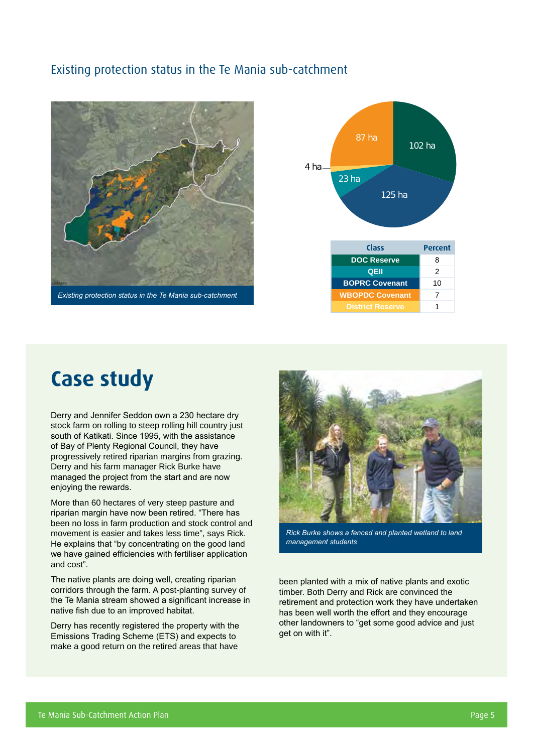## Existing protection status in the Te Mania sub-catchment

*Existing protection status in the Te Mania sub-catchment*

| Class | Percent |
|---|---|
| DOC Reserve | 8 |
| QEII | 2 |
| BOPRC Covenant | 10 |
| WBOPDC Covenant | 7 |
| District Reserve | 1 |

# Case study

Derry and Jennifer Seddon own a 230 hectare dry stock farm on rolling to steep rolling hill country just south of Katikati. Since 1995, with the assistance of Bay of Plenty Regional Council, they have progressively retired riparian margins from grazing. Derry and his farm manager Rick Burke have managed the project from the start and are now enjoying the rewards.

More than 60 hectares of very steep pasture and riparian margin have now been retired. "There has been no loss in farm production and stock control and movement is easier and takes less time", says Rick. He explains that "by concentrating on the good land we have gained efficiencies with fertiliser application and cost".

The native plants are doing well, creating riparian corridors through the farm. A post-planting survey of the Te Mania stream showed a significant increase in native fish due to an improved habitat.

Derry has recently registered the property with the Emissions Trading Scheme (ETS) and expects to make a good return on the retired areas that have been planted with a mix of native plants and exotic timber. Both Derry and Rick are convinced the retirement and protection work they have undertaken has been well worth the effort and they encourage other landowners to "get some good advice and just get on with it".

*Rick Burke shows a fenced and planted wetland to land management students*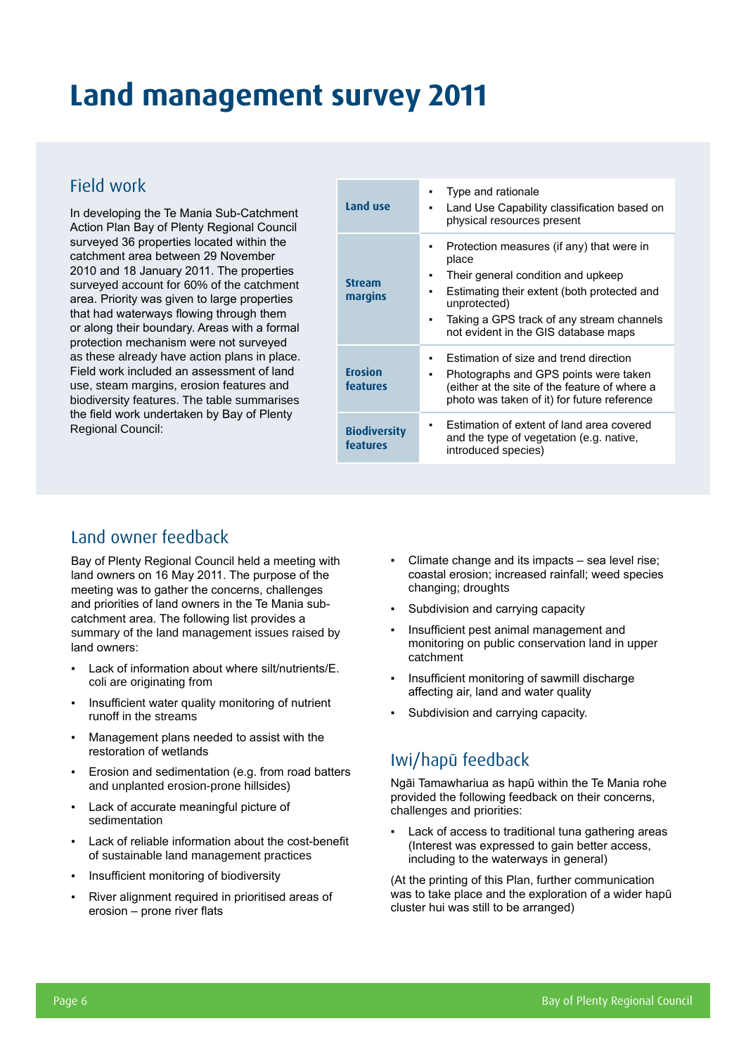# Land management survey 2011

## Field work

In developing the Te Mania Sub-Catchment Action Plan Bay of Plenty Regional Council surveyed 36 properties located within the catchment area between 29 November 2010 and 18 January 2011. The properties surveyed account for 60% of the catchment area. Priority was given to large properties that had waterways flowing through them or along their boundary. Areas with a formal protection mechanism were not surveyed as these already have action plans in place. Field work included an assessment of land use, steam margins, erosion features and biodiversity features. The table summarises the field work undertaken by Bay of Plenty Regional Council:

| | |
|---|---|
| **Land use** | ▪ Type and rationale<br>▪ Land Use Capability classification based on physical resources present |
| **Stream margins** | ▪ Protection measures (if any) that were in place<br>▪ Their general condition and upkeep<br>▪ Estimating their extent (both protected and unprotected)<br>▪ Taking a GPS track of any stream channels not evident in the GIS database maps |
| **Erosion features** | ▪ Estimation of size and trend direction<br>▪ Photographs and GPS points were taken (either at the site of the feature of where a photo was taken of it) for future reference |
| **Biodiversity features** | ▪ Estimation of extent of land area covered and the type of vegetation (e.g. native, introduced species) |

## Land owner feedback

Bay of Plenty Regional Council held a meeting with land owners on 16 May 2011. The purpose of the meeting was to gather the concerns, challenges and priorities of land owners in the Te Mania sub-catchment area. The following list provides a summary of the land management issues raised by land owners:

- Lack of information about where silt/nutrients/E. coli are originating from
- Insufficient water quality monitoring of nutrient runoff in the streams
- Management plans needed to assist with the restoration of wetlands
- Erosion and sedimentation (e.g. from road batters and unplanted erosion-prone hillsides)
- Lack of accurate meaningful picture of sedimentation
- Lack of reliable information about the cost-benefit of sustainable land management practices
- Insufficient monitoring of biodiversity
- River alignment required in prioritised areas of erosion – prone river flats
- Climate change and its impacts – sea level rise; coastal erosion; increased rainfall; weed species changing; droughts
- Subdivision and carrying capacity
- Insufficient pest animal management and monitoring on public conservation land in upper catchment
- Insufficient monitoring of sawmill discharge affecting air, land and water quality
- Subdivision and carrying capacity.

## Iwi/hapū feedback

Ngāi Tamawhariua as hapū within the Te Mania rohe provided the following feedback on their concerns, challenges and priorities:

- Lack of access to traditional tuna gathering areas (Interest was expressed to gain better access, including to the waterways in general)

(At the printing of this Plan, further communication was to take place and the exploration of a wider hapū cluster hui was still to be arranged)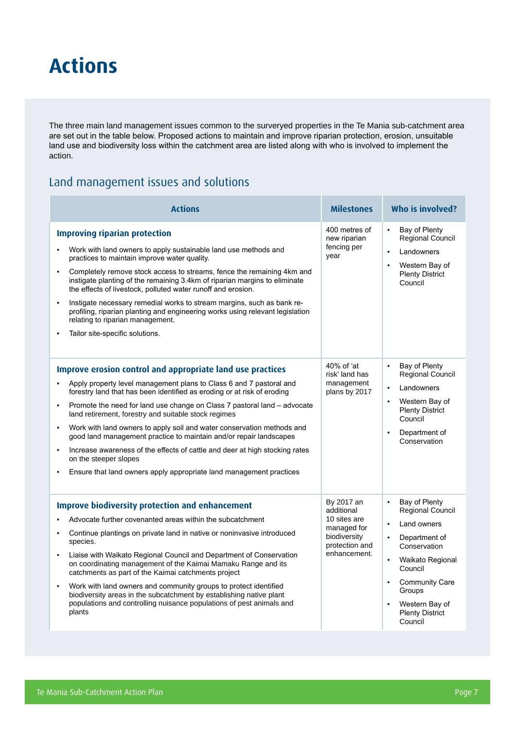# Actions

The three main land management issues common to the surveryed properties in the Te Mania sub-catchment area are set out in the table below. Proposed actions to maintain and improve riparian protection, erosion, unsuitable land use and biodiversity loss within the catchment area are listed along with who is involved to implement the action.

## Land management issues and solutions

| Actions | Milestones | Who is involved? |
|---|---|---|
| **Improving riparian protection**<br>▪ Work with land owners to apply sustainable land use methods and practices to maintain improve water quality.<br>▪ Completely remove stock access to streams, fence the remaining 4km and instigate planting of the remaining 3.4km of riparian margins to eliminate the effects of livestock, polluted water runoff and erosion.<br>▪ Instigate necessary remedial works to stream margins, such as bank re-profiling, riparian planting and engineering works using relevant legislation relating to riparian management.<br>▪ Tailor site-specific solutions. | 400 metres of new riparian fencing per year | ▪ Bay of Plenty Regional Council<br>▪ Landowners<br>▪ Western Bay of Plenty District Council |
| **Improve erosion control and appropriate land use practices**<br>▪ Apply property level management plans to Class 6 and 7 pastoral and forestry land that has been identified as eroding or at risk of eroding<br>▪ Promote the need for land use change on Class 7 pastoral land – advocate land retirement, forestry and suitable stock regimes<br>▪ Work with land owners to apply soil and water conservation methods and good land management practice to maintain and/or repair landscapes<br>▪ Increase awareness of the effects of cattle and deer at high stocking rates on the steeper slopes<br>▪ Ensure that land owners apply appropriate land management practices | 40% of 'at risk' land has management plans by 2017 | ▪ Bay of Plenty Regional Council<br>▪ Landowners<br>▪ Western Bay of Plenty District Council<br>▪ Department of Conservation |
| **Improve biodiversity protection and enhancement**<br>▪ Advocate further covenanted areas within the subcatchment<br>▪ Continue plantings on private land in native or noninvasive introduced species.<br>▪ Liaise with Waikato Regional Council and Department of Conservation on coordinating management of the Kaimai Mamaku Range and its catchments as part of the Kaimai catchments project<br>▪ Work with land owners and community groups to protect identified biodiversity areas in the subcatchment by establishing native plant populations and controlling nuisance populations of pest animals and plants | By 2017 an additional 10 sites are managed for biodiversity protection and enhancement. | ▪ Bay of Plenty Regional Council<br>▪ Land owners<br>▪ Department of Conservation<br>▪ Waikato Regional Council<br>▪ Community Care Groups<br>▪ Western Bay of Plenty District Council |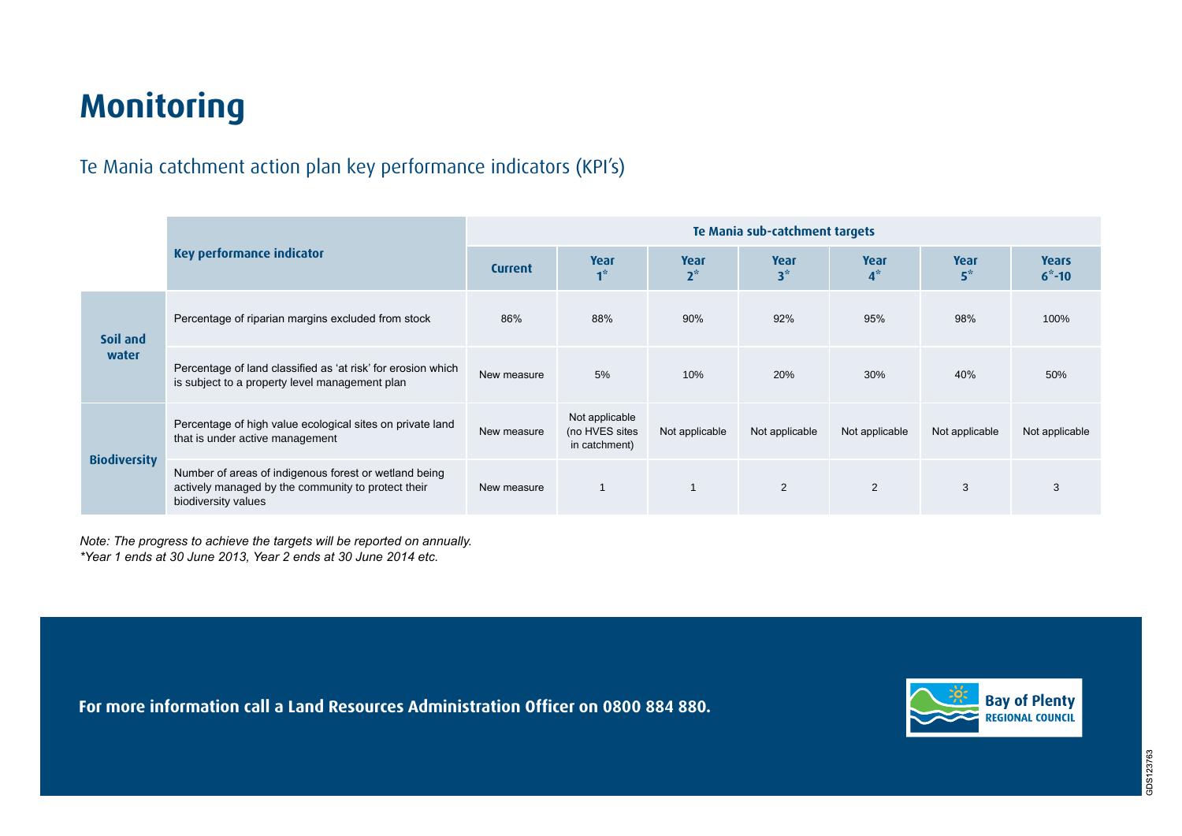# Monitoring

## Te Mania catchment action plan key performance indicators (KPI's)

| | Key performance indicator | Te Mania sub-catchment targets | | | | | | |
|---|---|---|---|---|---|---|---|---|
| | | Current | Year 1* | Year 2* | Year 3* | Year 4* | Year 5* | Years 6*-10 |
| **Soil and water** | Percentage of riparian margins excluded from stock | 86% | 88% | 90% | 92% | 95% | 98% | 100% |
| | Percentage of land classified as 'at risk' for erosion which is subject to a property level management plan | New measure | 5% | 10% | 20% | 30% | 40% | 50% |
| **Biodiversity** | Percentage of high value ecological sites on private land that is under active management | New measure | Not applicable (no HVES sites in catchment) | Not applicable | Not applicable | Not applicable | Not applicable | Not applicable |
| | Number of areas of indigenous forest or wetland being actively managed by the community to protect their biodiversity values | New measure | 1 | 1 | 2 | 2 | 3 | 3 |

*Note: The progress to achieve the targets will be reported on annually.*
*\*Year 1 ends at 30 June 2013, Year 2 ends at 30 June 2014 etc.*

**For more information call a Land Resources Administration Officer on 0800 884 880.**

Bay of Plenty REGIONAL COUNCIL

GDS123763